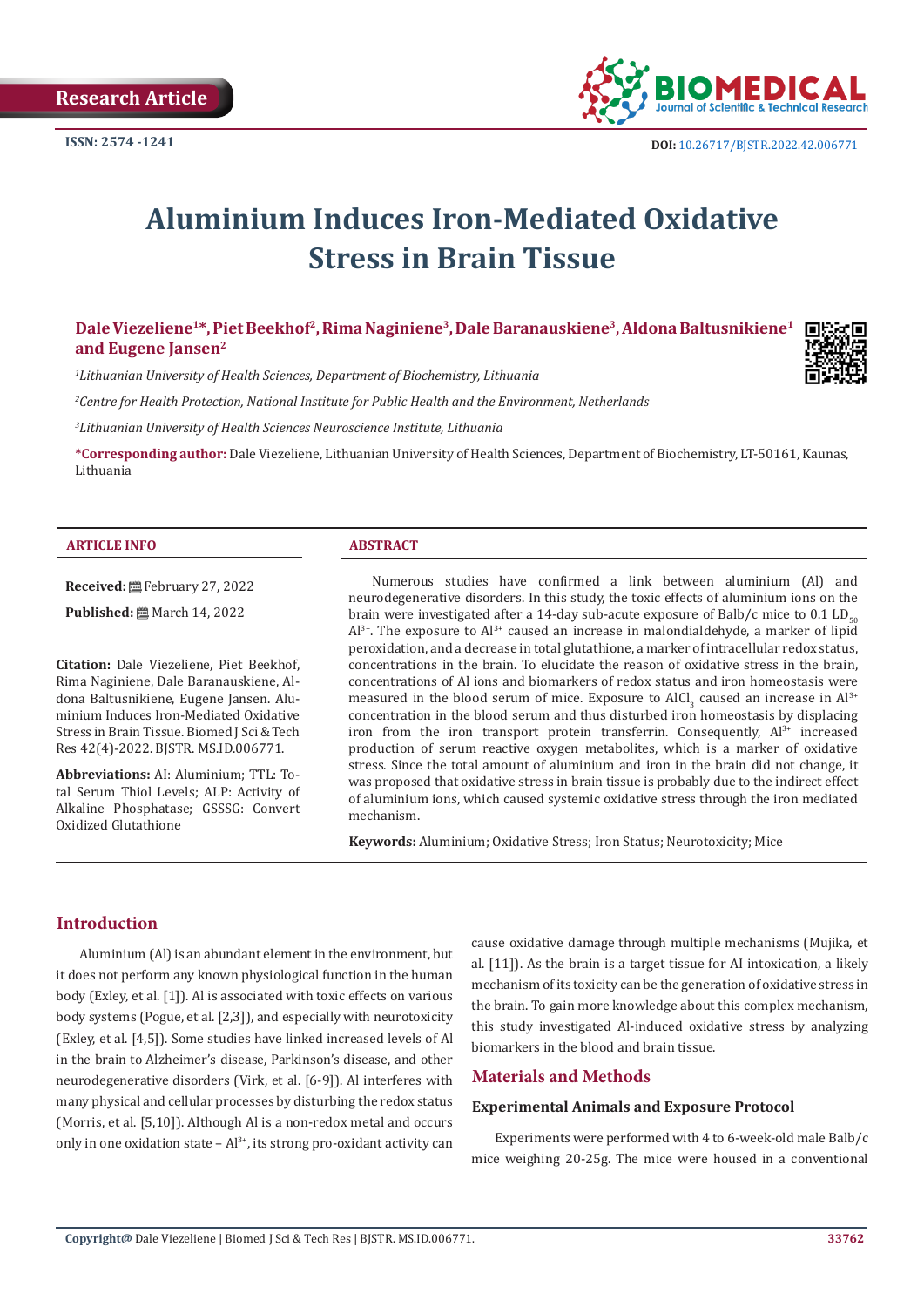Research Article

ISSN: 2574 -1241

DOI: 10.26717/BJSTR.2022.42.006771

# Aluminium Induces Iron-Mediated Oxidative Stress in Brain Tissue

**Dale Viezeliene[1]*, Piet Beekhof[2], Rima Naginiene[3], Dale Baranauskiene[3], Aldona Baltusnikiene[1] and Eugene Jansen[2]**

[1]*Lithuanian University of Health Sciences, Department of Biochemistry, Lithuania*

[2]*Centre for Health Protection, National Institute for Public Health and the Environment, Netherlands*

[3]*Lithuanian University of Health Sciences Neuroscience Institute, Lithuania*

**\*Corresponding author:** Dale Viezeliene, Lithuanian University of Health Sciences, Department of Biochemistry, LT-50161, Kaunas, Lithuania

## ARTICLE INFO

**Received:** February 27, 2022

**Published:** March 14, 2022

**Citation:** Dale Viezeliene, Piet Beekhof, Rima Naginiene, Dale Baranauskiene, Aldona Baltusnikiene, Eugene Jansen. Aluminium Induces Iron-Mediated Oxidative Stress in Brain Tissue. Biomed J Sci & Tech Res 42(4)-2022. BJSTR. MS.ID.006771.

**Abbreviations:** Al: Aluminium; TTL: Total Serum Thiol Levels; ALP: Activity of Alkaline Phosphatase; GSSSG: Convert Oxidized Glutathione

## ABSTRACT

Numerous studies have confirmed a link between aluminium (Al) and neurodegenerative disorders. In this study, the toxic effects of aluminium ions on the brain were investigated after a 14-day sub-acute exposure of Balb/c mice to 0.1 $LD_{50}$ $Al^{3+}$. The exposure to $Al^{3+}$ caused an increase in malondialdehyde, a marker of lipid peroxidation, and a decrease in total glutathione, a marker of intracellular redox status, concentrations in the brain. To elucidate the reason of oxidative stress in the brain, concentrations of Al ions and biomarkers of redox status and iron homeostasis were measured in the blood serum of mice. Exposure to $AlCl_3$ caused an increase in $Al^{3+}$ concentration in the blood serum and thus disturbed iron homeostasis by displacing iron from the iron transport protein transferrin. Consequently, $Al^{3+}$ increased production of serum reactive oxygen metabolites, which is a marker of oxidative stress. Since the total amount of aluminium and iron in the brain did not change, it was proposed that oxidative stress in brain tissue is probably due to the indirect effect of aluminium ions, which caused systemic oxidative stress through the iron mediated mechanism.

**Keywords:** Aluminium; Oxidative Stress; Iron Status; Neurotoxicity; Mice

## Introduction

Aluminium (Al) is an abundant element in the environment, but it does not perform any known physiological function in the human body (Exley, et al. [1]). Al is associated with toxic effects on various body systems (Pogue, et al. [2,3]), and especially with neurotoxicity (Exley, et al. [4,5]). Some studies have linked increased levels of Al in the brain to Alzheimer's disease, Parkinson's disease, and other neurodegenerative disorders (Virk, et al. [6-9]). Al interferes with many physical and cellular processes by disturbing the redox status (Morris, et al. [5,10]). Although Al is a non-redox metal and occurs only in one oxidation state – $Al^{3+}$, its strong pro-oxidant activity can cause oxidative damage through multiple mechanisms (Mujika, et al. [11]). As the brain is a target tissue for Al intoxication, a likely mechanism of its toxicity can be the generation of oxidative stress in the brain. To gain more knowledge about this complex mechanism, this study investigated Al-induced oxidative stress by analyzing biomarkers in the blood and brain tissue.

## Materials and Methods

### Experimental Animals and Exposure Protocol

Experiments were performed with 4 to 6-week-old male Balb/c mice weighing 20-25g. The mice were housed in a conventional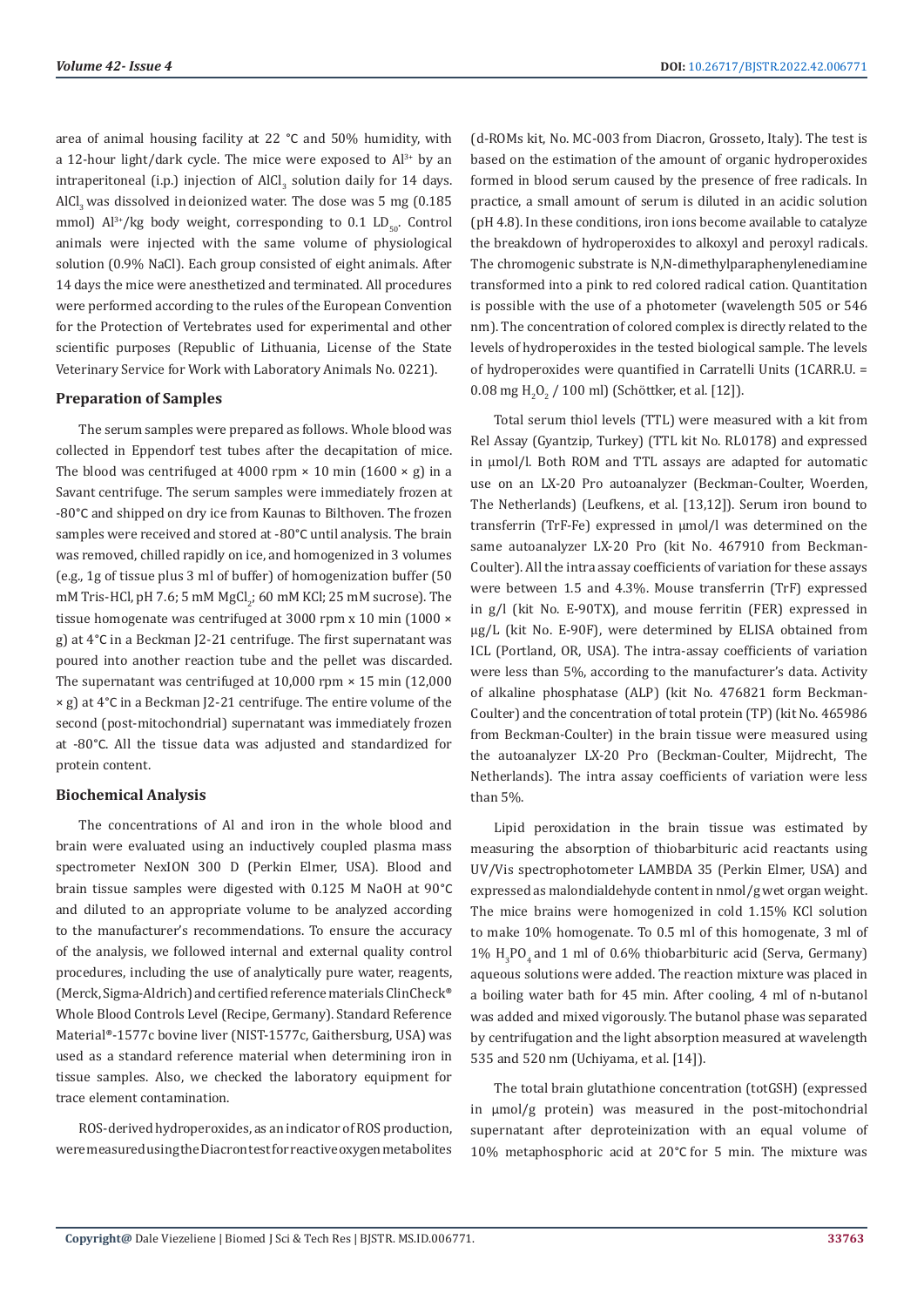area of animal housing facility at 22 °C and 50% humidity, with a 12-hour light/dark cycle. The mice were exposed to $Al^{3+}$ by an intraperitoneal (i.p.) injection of $AlCl_3$ solution daily for 14 days. $AlCl_3$ was dissolved in deionized water. The dose was 5 mg (0.185 mmol) $Al^{3+}$/kg body weight, corresponding to 0.1 $LD_{50}$. Control animals were injected with the same volume of physiological solution (0.9% NaCl). Each group consisted of eight animals. After 14 days the mice were anesthetized and terminated. All procedures were performed according to the rules of the European Convention for the Protection of Vertebrates used for experimental and other scientific purposes (Republic of Lithuania, License of the State Veterinary Service for Work with Laboratory Animals No. 0221).

### Preparation of Samples

The serum samples were prepared as follows. Whole blood was collected in Eppendorf test tubes after the decapitation of mice. The blood was centrifuged at 4000 rpm × 10 min (1600 × g) in a Savant centrifuge. The serum samples were immediately frozen at -80°C and shipped on dry ice from Kaunas to Bilthoven. The frozen samples were received and stored at -80°C until analysis. The brain was removed, chilled rapidly on ice, and homogenized in 3 volumes (e.g., 1g of tissue plus 3 ml of buffer) of homogenization buffer (50 mM Tris-HCl, pH 7.6; 5 mM $MgCl_2$; 60 mM KCl; 25 mM sucrose). The tissue homogenate was centrifuged at 3000 rpm x 10 min (1000 × g) at 4°C in a Beckman J2-21 centrifuge. The first supernatant was poured into another reaction tube and the pellet was discarded. The supernatant was centrifuged at 10,000 rpm × 15 min (12,000 × g) at 4°C in a Beckman J2-21 centrifuge. The entire volume of the second (post-mitochondrial) supernatant was immediately frozen at -80°C. All the tissue data was adjusted and standardized for protein content.

### Biochemical Analysis

The concentrations of Al and iron in the whole blood and brain were evaluated using an inductively coupled plasma mass spectrometer NexION 300 D (Perkin Elmer, USA). Blood and brain tissue samples were digested with 0.125 M NaOH at 90°C and diluted to an appropriate volume to be analyzed according to the manufacturer's recommendations. To ensure the accuracy of the analysis, we followed internal and external quality control procedures, including the use of analytically pure water, reagents, (Merck, Sigma-Aldrich) and certified reference materials ClinCheck® Whole Blood Controls Level (Recipe, Germany). Standard Reference Material®-1577c bovine liver (NIST-1577c, Gaithersburg, USA) was used as a standard reference material when determining iron in tissue samples. Also, we checked the laboratory equipment for trace element contamination.

ROS-derived hydroperoxides, as an indicator of ROS production, were measured using the Diacron test for reactive oxygen metabolites (d-ROMs kit, No. MC-003 from Diacron, Grosseto, Italy). The test is based on the estimation of the amount of organic hydroperoxides formed in blood serum caused by the presence of free radicals. In practice, a small amount of serum is diluted in an acidic solution (pH 4.8). In these conditions, iron ions become available to catalyze the breakdown of hydroperoxides to alkoxyl and peroxyl radicals. The chromogenic substrate is N,N-dimethylparaphenylenediamine transformed into a pink to red colored radical cation. Quantitation is possible with the use of a photometer (wavelength 505 or 546 nm). The concentration of colored complex is directly related to the levels of hydroperoxides in the tested biological sample. The levels of hydroperoxides were quantified in Carratelli Units (1CARR.U. = 0.08 mg $H_2O_2$ / 100 ml) (Schöttker, et al. [12]).

Total serum thiol levels (TTL) were measured with a kit from Rel Assay (Gyantzip, Turkey) (TTL kit No. RL0178) and expressed in µmol/l. Both ROM and TTL assays are adapted for automatic use on an LX-20 Pro autoanalyzer (Beckman-Coulter, Woerden, The Netherlands) (Leufkens, et al. [13,12]). Serum iron bound to transferrin (TrF-Fe) expressed in µmol/l was determined on the same autoanalyzer LX-20 Pro (kit No. 467910 from Beckman-Coulter). All the intra assay coefficients of variation for these assays were between 1.5 and 4.3%. Mouse transferrin (TrF) expressed in g/l (kit No. E-90TX), and mouse ferritin (FER) expressed in µg/L (kit No. E-90F), were determined by ELISA obtained from ICL (Portland, OR, USA). The intra-assay coefficients of variation were less than 5%, according to the manufacturer's data. Activity of alkaline phosphatase (ALP) (kit No. 476821 form Beckman-Coulter) and the concentration of total protein (TP) (kit No. 465986 from Beckman-Coulter) in the brain tissue were measured using the autoanalyzer LX-20 Pro (Beckman-Coulter, Mijdrecht, The Netherlands). The intra assay coefficients of variation were less than 5%.

Lipid peroxidation in the brain tissue was estimated by measuring the absorption of thiobarbituric acid reactants using UV/Vis spectrophotometer LAMBDA 35 (Perkin Elmer, USA) and expressed as malondialdehyde content in nmol/g wet organ weight. The mice brains were homogenized in cold 1.15% KCl solution to make 10% homogenate. To 0.5 ml of this homogenate, 3 ml of 1% $H_3PO_4$ and 1 ml of 0.6% thiobarbituric acid (Serva, Germany) aqueous solutions were added. The reaction mixture was placed in a boiling water bath for 45 min. After cooling, 4 ml of n-butanol was added and mixed vigorously. The butanol phase was separated by centrifugation and the light absorption measured at wavelength 535 and 520 nm (Uchiyama, et al. [14]).

The total brain glutathione concentration (totGSH) (expressed in µmol/g protein) was measured in the post-mitochondrial supernatant after deproteinization with an equal volume of 10% metaphosphoric acid at 20°C for 5 min. The mixture was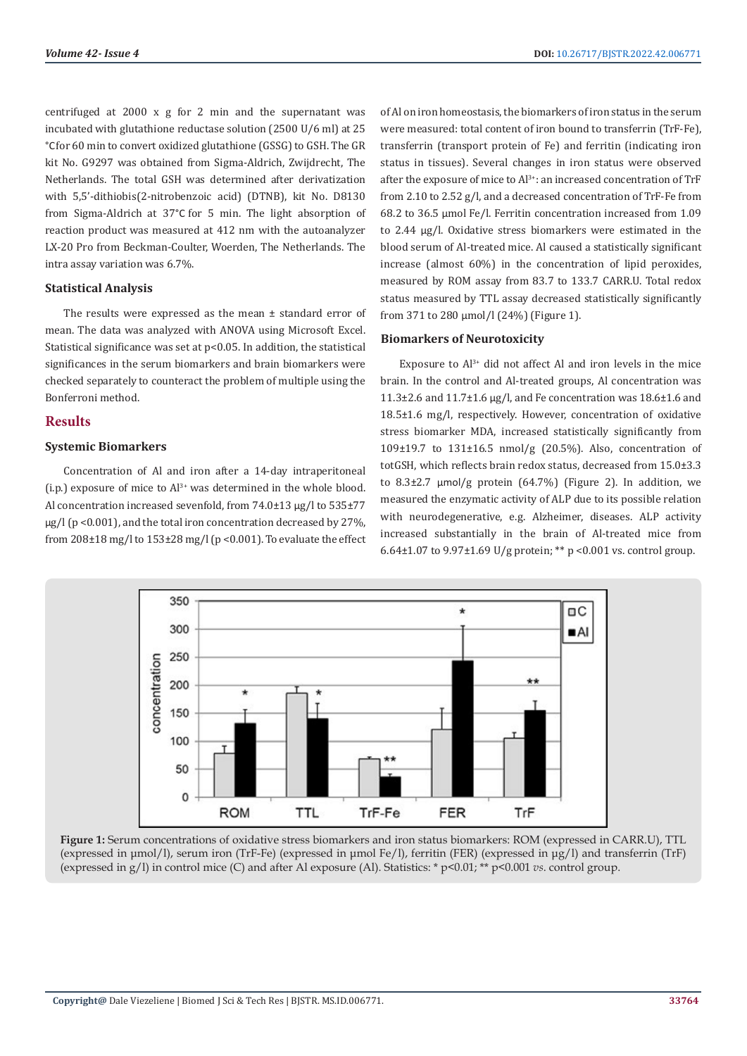centrifuged at 2000 x g for 2 min and the supernatant was incubated with glutathione reductase solution (2500 U/6 ml) at 25 °Cfor 60 min to convert oxidized glutathione (GSSG) to GSH. The GR kit No. G9297 was obtained from Sigma-Aldrich, Zwijdrecht, The Netherlands. The total GSH was determined after derivatization with 5,5'-dithiobis(2-nitrobenzoic acid) (DTNB), kit No. D8130 from Sigma-Aldrich at 37°C for 5 min. The light absorption of reaction product was measured at 412 nm with the autoanalyzer LX-20 Pro from Beckman-Coulter, Woerden, The Netherlands. The intra assay variation was 6.7%.

### Statistical Analysis

The results were expressed as the mean ± standard error of mean. The data was analyzed with ANOVA using Microsoft Excel. Statistical significance was set at $p<0.05$. In addition, the statistical significances in the serum biomarkers and brain biomarkers were checked separately to counteract the problem of multiple using the Bonferroni method.

## Results

### Systemic Biomarkers

Concentration of Al and iron after a 14-day intraperitoneal (i.p.) exposure of mice to $Al^{3+}$ was determined in the whole blood. Al concentration increased sevenfold, from 74.0±13 μg/l to 535±77 μg/l ($p<0.001$), and the total iron concentration decreased by 27%, from 208±18 mg/l to 153±28 mg/l ($p<0.001$). To evaluate the effect of Al on iron homeostasis, the biomarkers of iron status in the serum were measured: total content of iron bound to transferrin (TrF-Fe), transferrin (transport protein of Fe) and ferritin (indicating iron status in tissues). Several changes in iron status were observed after the exposure of mice to $Al^{3+}$: an increased concentration of TrF from 2.10 to 2.52 g/l, and a decreased concentration of TrF-Fe from 68.2 to 36.5 μmol Fe/l. Ferritin concentration increased from 1.09 to 2.44 μg/l. Oxidative stress biomarkers were estimated in the blood serum of Al-treated mice. Al caused a statistically significant increase (almost 60%) in the concentration of lipid peroxides, measured by ROM assay from 83.7 to 133.7 CARR.U. Total redox status measured by TTL assay decreased statistically significantly from 371 to 280 μmol/l (24%) (Figure 1).

### Biomarkers of Neurotoxicity

Exposure to $Al^{3+}$ did not affect Al and iron levels in the mice brain. In the control and Al-treated groups, Al concentration was 11.3±2.6 and 11.7±1.6 μg/l, and Fe concentration was 18.6±1.6 and 18.5±1.6 mg/l, respectively. However, concentration of oxidative stress biomarker MDA, increased statistically significantly from 109±19.7 to 131±16.5 nmol/g (20.5%). Also, concentration of totGSH, which reflects brain redox status, decreased from 15.0±3.3 to 8.3±2.7 μmol/g protein (64.7%) (Figure 2). In addition, we measured the enzymatic activity of ALP due to its possible relation with neurodegenerative, e.g. Alzheimer, diseases. ALP activity increased substantially in the brain of Al-treated mice from 6.64±1.07 to 9.97±1.69 U/g protein; ** $p<0.001$ vs. control group.

**Figure 1:** Serum concentrations of oxidative stress biomarkers and iron status biomarkers: ROM (expressed in CARR.U), TTL (expressed in μmol/l), serum iron (TrF-Fe) (expressed in μmol Fe/l), ferritin (FER) (expressed in μg/l) and transferrin (TrF) (expressed in g/l) in control mice (C) and after Al exposure (Al). Statistics: * $p<0.01$; ** $p<0.001$ *vs*. control group.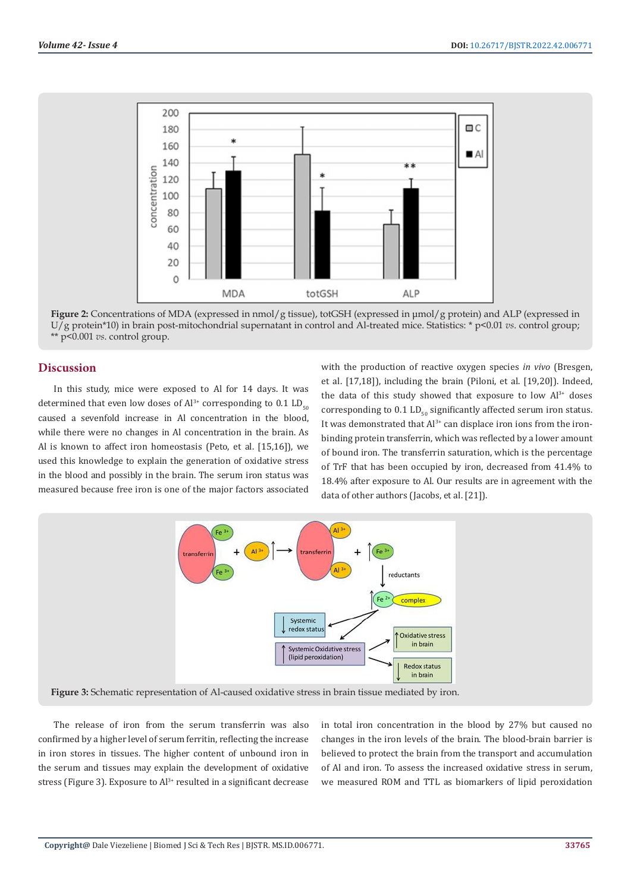Figure 2: Concentrations of MDA (expressed in nmol/g tissue), totGSH (expressed in μmol/g protein) and ALP (expressed in U/g protein*10) in brain post-mitochondrial supernatant in control and Al-treated mice. Statistics: * $p<0.01$ *vs*. control group; ** $p<0.001$ *vs*. control group.

## Discussion

In this study, mice were exposed to Al for 14 days. It was determined that even low doses of $Al^{3+}$ corresponding to 0.1 $LD_{50}$ caused a sevenfold increase in Al concentration in the blood, while there were no changes in Al concentration in the brain. As Al is known to affect iron homeostasis (Peto, et al. [15,16]), we used this knowledge to explain the generation of oxidative stress in the blood and possibly in the brain. The serum iron status was measured because free iron is one of the major factors associated with the production of reactive oxygen species *in vivo* (Bresgen, et al. [17,18]), including the brain (Piloni, et al. [19,20]). Indeed, the data of this study showed that exposure to low $Al^{3+}$ doses corresponding to 0.1 $LD_{50}$ significantly affected serum iron status. It was demonstrated that $Al^{3+}$ can displace iron ions from the iron-binding protein transferrin, which was reflected by a lower amount of bound iron. The transferrin saturation, which is the percentage of TrF that has been occupied by iron, decreased from 41.4% to 18.4% after exposure to Al. Our results are in agreement with the data of other authors (Jacobs, et al. [21]).

Figure 3: Schematic representation of Al-caused oxidative stress in brain tissue mediated by iron.

The release of iron from the serum transferrin was also confirmed by a higher level of serum ferritin, reflecting the increase in iron stores in tissues. The higher content of unbound iron in the serum and tissues may explain the development of oxidative stress (Figure 3). Exposure to $Al^{3+}$ resulted in a significant decrease in total iron concentration in the blood by 27% but caused no changes in the iron levels of the brain. The blood-brain barrier is believed to protect the brain from the transport and accumulation of Al and iron. To assess the increased oxidative stress in serum, we measured ROM and TTL as biomarkers of lipid peroxidation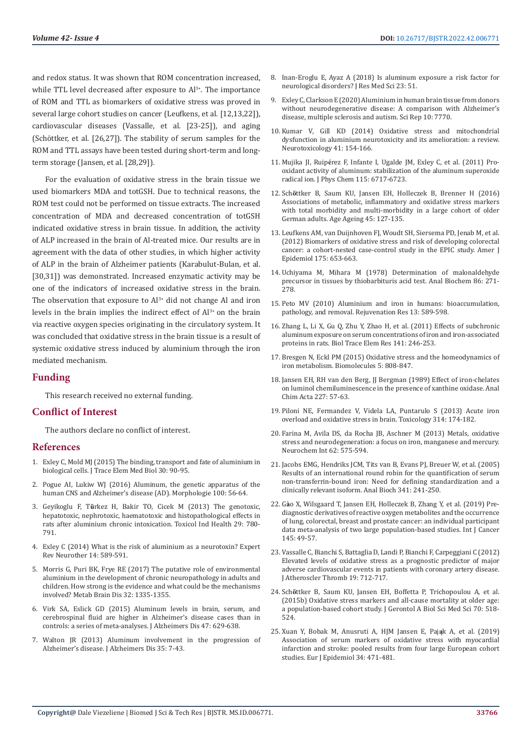and redox status. It was shown that ROM concentration increased, while TTL level decreased after exposure to $Al^{3+}$. The importance of ROM and TTL as biomarkers of oxidative stress was proved in several large cohort studies on cancer (Leufkens, et al. [12,13,22]), cardiovascular diseases (Vassalle, et al. [23-25]), and aging (Schöttker, et al. [26,27]). The stability of serum samples for the ROM and TTL assays have been tested during short-term and long-term storage (Jansen, et al. [28,29]).

For the evaluation of oxidative stress in the brain tissue we used biomarkers MDA and totGSH. Due to technical reasons, the ROM test could not be performed on tissue extracts. The increased concentration of MDA and decreased concentration of totGSH indicated oxidative stress in brain tissue. In addition, the activity of ALP increased in the brain of Al-treated mice. Our results are in agreement with the data of other studies, in which higher activity of ALP in the brain of Alzheimer patients (Karabulut-Bulan, et al. [30,31]) was demonstrated. Increased enzymatic activity may be one of the indicators of increased oxidative stress in the brain. The observation that exposure to $Al^{3+}$ did not change Al and iron levels in the brain implies the indirect effect of $Al^{3+}$ on the brain via reactive oxygen species originating in the circulatory system. It was concluded that oxidative stress in the brain tissue is a result of systemic oxidative stress induced by aluminium through the iron mediated mechanism.

## Funding

This research received no external funding.

## Conflict of Interest

The authors declare no conflict of interest.

## References

1. Exley C, Mold MJ (2015) The binding, transport and fate of aluminium in biological cells. J Trace Elem Med Biol 30: 90-95.
2. Pogue AI, Lukiw WJ (2016) Aluminum, the genetic apparatus of the human CNS and Alzheimer's disease (AD). Morphologie 100: 56-64.
3. Geyikoglu F, Türkez H, Bakir TO, Cicek M (2013) The genotoxic, hepatotoxic, nephrotoxic, haematotoxic and histopathological effects in rats after aluminium chronic intoxication. Toxicol Ind Health 29: 780-791.
4. Exley C (2014) What is the risk of aluminium as a neurotoxin? Expert Rev Neurother 14: 589-591.
5. Morris G, Puri BK, Frye RE (2017) The putative role of environmental aluminium in the development of chronic neuropathology in adults and children. How strong is the evidence and what could be the mechanisms involved? Metab Brain Dis 32: 1335-1355.
6. Virk SA, Eslick GD (2015) Aluminum levels in brain, serum, and cerebrospinal fluid are higher in Alzheimer's disease cases than in controls: a series of meta-analyses. J Alzheimers Dis 47: 629-638.
7. Walton JR (2013) Aluminum involvement in the progression of Alzheimer's disease. J Alzheimers Dis 35: 7-43.
8. Inan-Eroglu E, Ayaz A (2018) Is aluminum exposure a risk factor for neurological disorders? J Res Med Sci 23: 51.
9. Exley C, Clarkson E (2020) Aluminium in human brain tissue from donors without neurodegenerative disease: A comparison with Alzheimer's disease, multiple sclerosis and autism. Sci Rep 10: 7770.
10. Kumar V, Gill KD (2014) Oxidative stress and mitochondrial dysfunction in aluminium neurotoxicity and its amelioration: a review. Neurotoxicology 41: 154-166.
11. Mujika JI, Ruipérez F, Infante I, Ugalde JM, Exley C, et al. (2011) Pro-oxidant activity of aluminum: stabilization of the aluminum superoxide radical ion. J Phys Chem 115: 6717-6723.
12. Schöttker B, Saum KU, Jansen EH, Holleczek B, Brenner H (2016) Associations of metabolic, inflammatory and oxidative stress markers with total morbidity and multi-morbidity in a large cohort of older German adults. Age Ageing 45: 127-135.
13. Leufkens AM, van Duijnhoven FJ, Woudt SH, Siersema PD, Jenab M, et al. (2012) Biomarkers of oxidative stress and risk of developing colorectal cancer: a cohort-nested case-control study in the EPIC study. Amer J Epidemiol 175: 653-663.
14. Uchiyama M, Mihara M (1978) Determination of malonaldehyde precursor in tissues by thiobarbituris acid test. Anal Biochem 86: 271-278.
15. Peto MV (2010) Aluminium and iron in humans: bioaccumulation, pathology, and removal. Rejuvenation Res 13: 589-598.
16. Zhang L, Li X, Gu Q, Zhu Y, Zhao H, et al. (2011) Effects of subchronic aluminum exposure on serum concentrations of iron and iron-associated proteins in rats. Biol Trace Elem Res 141: 246-253.
17. Bresgen N, Eckl PM (2015) Oxidative stress and the homeodynamics of iron metabolism. Biomolecules 5: 808-847.
18. Jansen EH, RH van den Berg, JJ Bergman (1989) Effect of iron-chelates on luminol chemiluminescence in the presence of xanthine oxidase. Anal Chim Acta 227: 57-63.
19. Piloni NE, Fernandez V, Videla LA, Puntarulo S (2013) Acute iron overload and oxidative stress in brain. Toxicology 314: 174-182.
20. Farina M, Avila DS, da Rocha JB, Aschner M (2013) Metals, oxidative stress and neurodegeneration: a focus on iron, manganese and mercury. Neurochem Int 62: 575-594.
21. Jacobs EMG, Hendriks JCM, Tits van B, Evans PJ, Breuer W, et al. (2005) Results of an international round robin for the quantification of serum non-transferrin-bound iron: Need for defining standardization and a clinically relevant isoform. Anal Bioch 341: 241-250.
22. Gào X, Wilsgaard T, Jansen EH, Holleczek B, Zhang Y, et al. (2019) Pre-diagnostic derivatives of reactive oxygen metabolites and the occurrence of lung, colorectal, breast and prostate cancer: an individual participant data meta-analysis of two large population-based studies. Int J Cancer 145: 49-57.
23. Vassalle C, Bianchi S, Battaglia D, Landi P, Bianchi F, Carpeggiani C (2012) Elevated levels of oxidative stress as a prognostic predictor of major adverse cardiovascular events in patients with coronary artery disease. J Atheroscler Thromb 19: 712-717.
24. Schöttker B, Saum KU, Jansen EH, Boffetta P, Trichopoulou A, et al. (2015b) Oxidative stress markers and all-cause mortality at older age: a population-based cohort study. J Gerontol A Biol Sci Med Sci 70: 518-524.
25. Xuan Y, Bobak M, Anusruti A, HJM Jansen E, Pająk A, et al. (2019) Association of serum markers of oxidative stress with myocardial infarction and stroke: pooled results from four large European cohort studies. Eur J Epidemiol 34: 471-481.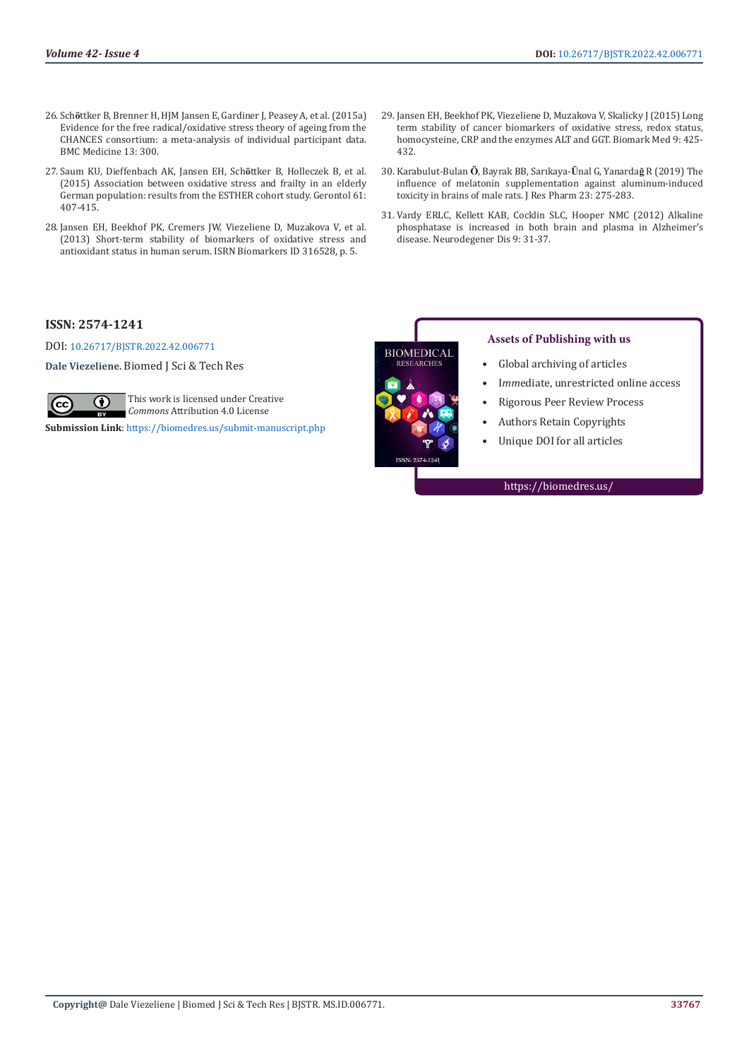26. Schöttker B, Brenner H, HJM Jansen E, Gardiner J, Peasey A, et al. (2015a) Evidence for the free radical/oxidative stress theory of ageing from the CHANCES consortium: a meta-analysis of individual participant data. BMC Medicine 13: 300.
27. Saum KU, Dieffenbach AK, Jansen EH, Schöttker B, Holleczek B, et al. (2015) Association between oxidative stress and frailty in an elderly German population: results from the ESTHER cohort study. Gerontol 61: 407-415.
28. Jansen EH, Beekhof PK, Cremers JW, Viezeliene D, Muzakova V, et al. (2013) Short-term stability of biomarkers of oxidative stress and antioxidant status in human serum. ISRN Biomarkers ID 316528, p. 5.
29. Jansen EH, Beekhof PK, Viezeliene D, Muzakova V, Skalicky J (2015) Long term stability of cancer biomarkers of oxidative stress, redox status, homocysteine, CRP and the enzymes ALT and GGT. Biomark Med 9: 425-432.
30. Karabulut-Bulan Ö, Bayrak BB, Sarıkaya-Ünal G, Yanardağ R (2019) The influence of melatonin supplementation against aluminum-induced toxicity in brains of male rats. J Res Pharm 23: 275-283.
31. Vardy ERLC, Kellett KAB, Cocklin SLC, Hooper NMC (2012) Alkaline phosphatase is increased in both brain and plasma in Alzheimer's disease. Neurodegener Dis 9: 31-37.

**ISSN: 2574-1241**

DOI: 10.26717/BJSTR.2022.42.006771

**Dale Viezeliene.** Biomed J Sci & Tech Res

This work is licensed under Creative *Commons* Attribution 4.0 License

**Submission Link**: https://biomedres.us/submit-manuscript.php

**Assets of Publishing with us**

- Global archiving of articles
- Immediate, unrestricted online access
- Rigorous Peer Review Process
- Authors Retain Copyrights
- Unique DOI for all articles

https://biomedres.us/